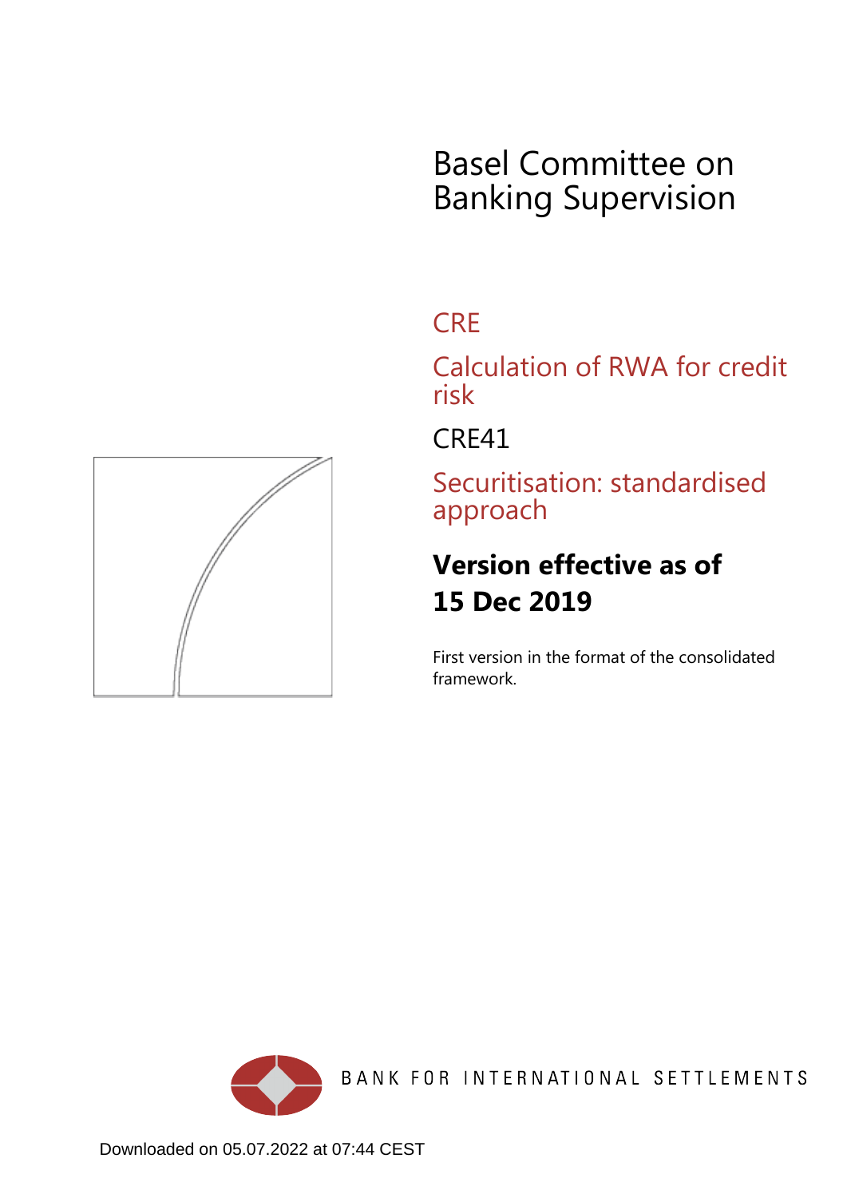# Basel Committee on Banking Supervision

## CRE

## Calculation of RWA for credit risk

## CRE41

## Securitisation: standardised approach

**Version effective as of**
**15 Dec 2019**

First version in the format of the consolidated framework.

BANK FOR INTERNATIONAL SETTLEMENTS

Downloaded on 05.07.2022 at 07:44 CEST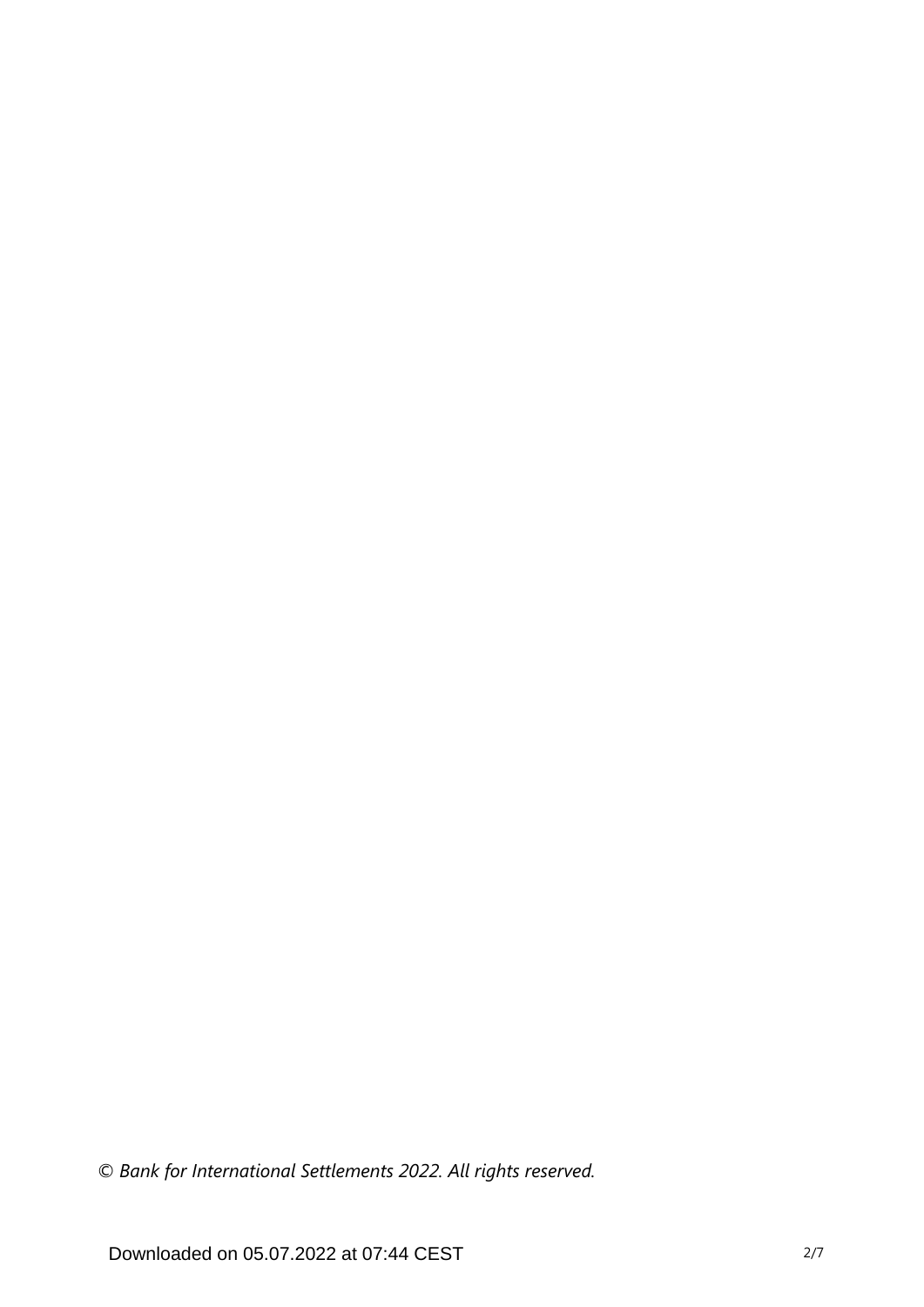*© Bank for International Settlements 2022. All rights reserved.*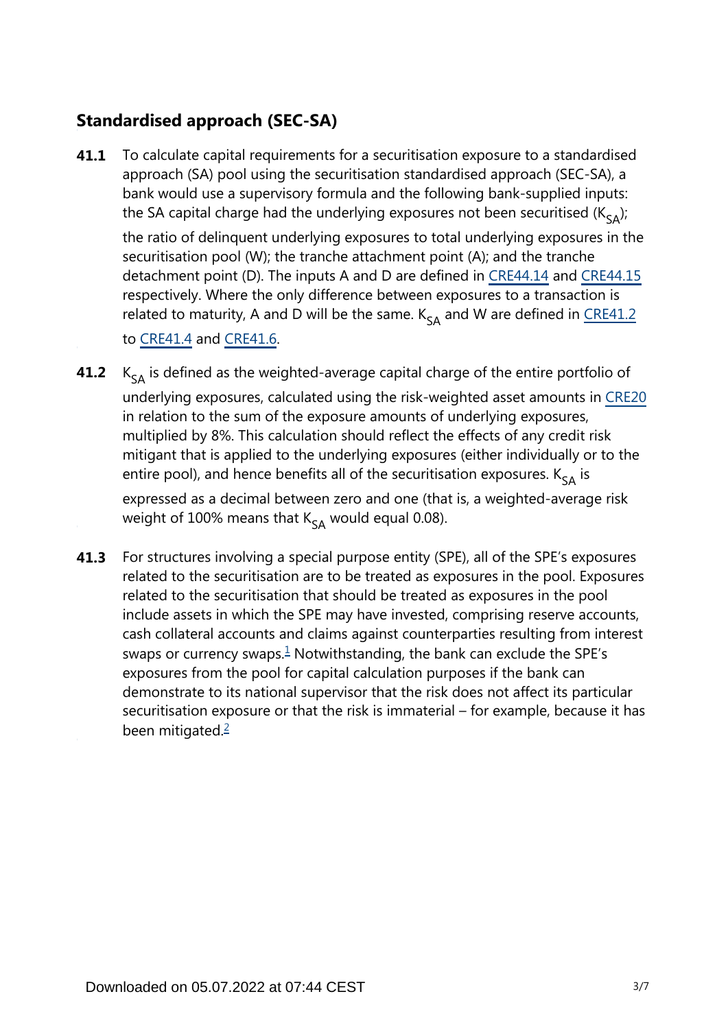## Standardised approach (SEC-SA)

**41.1** To calculate capital requirements for a securitisation exposure to a standardised approach (SA) pool using the securitisation standardised approach (SEC-SA), a bank would use a supervisory formula and the following bank-supplied inputs: the SA capital charge had the underlying exposures not been securitised ($K_{SA}$); the ratio of delinquent underlying exposures to total underlying exposures in the securitisation pool (W); the tranche attachment point (A); and the tranche detachment point (D). The inputs A and D are defined in CRE44.14 and CRE44.15 respectively. Where the only difference between exposures to a transaction is related to maturity, A and D will be the same. $K_{SA}$ and W are defined in CRE41.2 to CRE41.4 and CRE41.6.

**41.2** $K_{SA}$ is defined as the weighted-average capital charge of the entire portfolio of underlying exposures, calculated using the risk-weighted asset amounts in CRE20 in relation to the sum of the exposure amounts of underlying exposures, multiplied by 8%. This calculation should reflect the effects of any credit risk mitigant that is applied to the underlying exposures (either individually or to the entire pool), and hence benefits all of the securitisation exposures. $K_{SA}$ is expressed as a decimal between zero and one (that is, a weighted-average risk weight of 100% means that $K_{SA}$ would equal 0.08).

**41.3** For structures involving a special purpose entity (SPE), all of the SPE's exposures related to the securitisation are to be treated as exposures in the pool. Exposures related to the securitisation that should be treated as exposures in the pool include assets in which the SPE may have invested, comprising reserve accounts, cash collateral accounts and claims against counterparties resulting from interest swaps or currency swaps.[1] Notwithstanding, the bank can exclude the SPE's exposures from the pool for capital calculation purposes if the bank can demonstrate to its national supervisor that the risk does not affect its particular securitisation exposure or that the risk is immaterial – for example, because it has been mitigated.[2]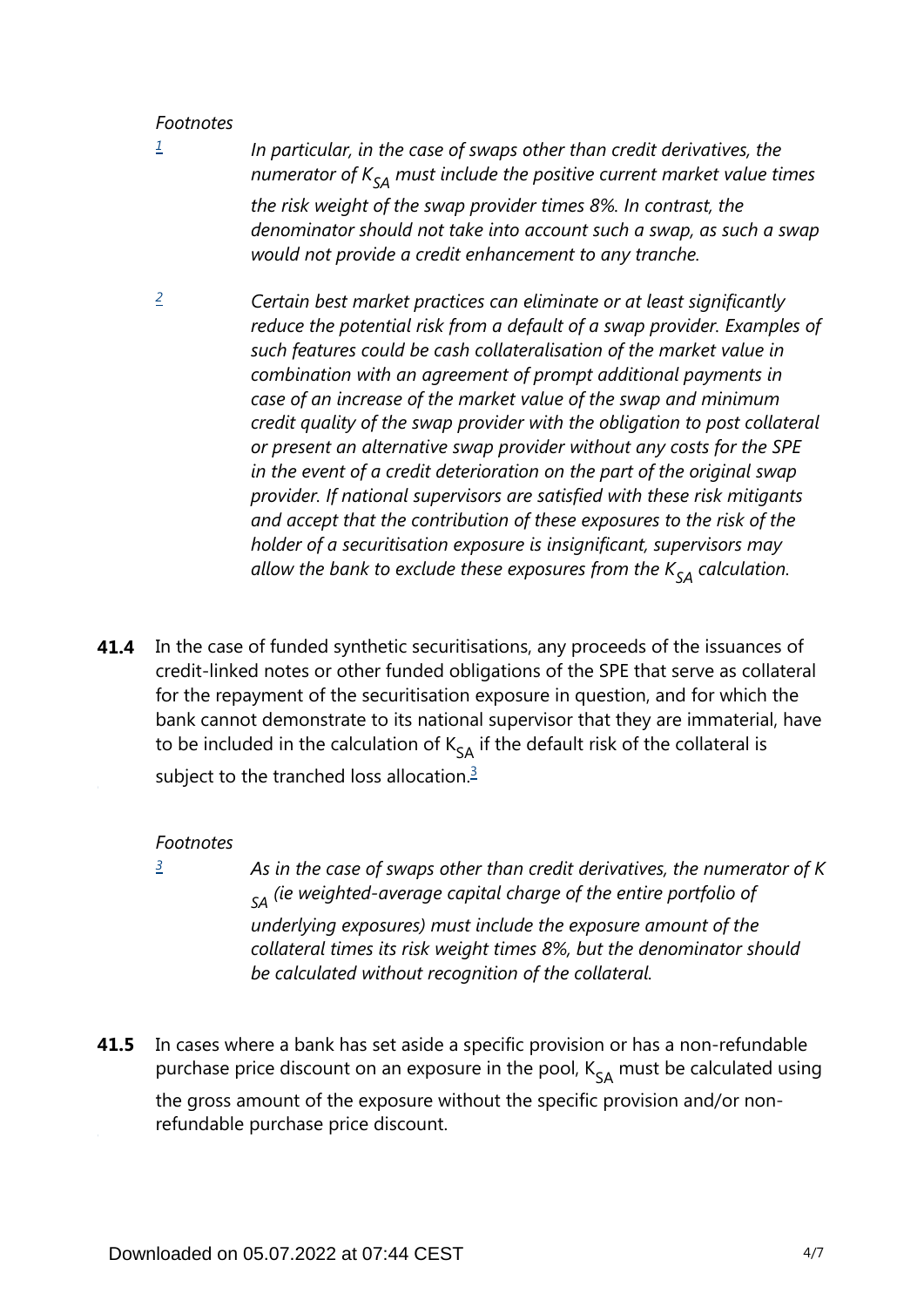*Footnotes*

[1] *In particular, in the case of swaps other than credit derivatives, the numerator of $K_{SA}$ must include the positive current market value times the risk weight of the swap provider times 8%. In contrast, the denominator should not take into account such a swap, as such a swap would not provide a credit enhancement to any tranche.*

[2] *Certain best market practices can eliminate or at least significantly reduce the potential risk from a default of a swap provider. Examples of such features could be cash collateralisation of the market value in combination with an agreement of prompt additional payments in case of an increase of the market value of the swap and minimum credit quality of the swap provider with the obligation to post collateral or present an alternative swap provider without any costs for the SPE in the event of a credit deterioration on the part of the original swap provider. If national supervisors are satisfied with these risk mitigants and accept that the contribution of these exposures to the risk of the holder of a securitisation exposure is insignificant, supervisors may allow the bank to exclude these exposures from the $K_{SA}$ calculation.*

**41.4** In the case of funded synthetic securitisations, any proceeds of the issuances of credit-linked notes or other funded obligations of the SPE that serve as collateral for the repayment of the securitisation exposure in question, and for which the bank cannot demonstrate to its national supervisor that they are immaterial, have to be included in the calculation of $K_{SA}$ if the default risk of the collateral is subject to the tranched loss allocation.[3]

*Footnotes*

[3] *As in the case of swaps other than credit derivatives, the numerator of $K_{SA}$ (ie weighted-average capital charge of the entire portfolio of underlying exposures) must include the exposure amount of the collateral times its risk weight times 8%, but the denominator should be calculated without recognition of the collateral.*

**41.5** In cases where a bank has set aside a specific provision or has a non-refundable purchase price discount on an exposure in the pool, $K_{SA}$ must be calculated using the gross amount of the exposure without the specific provision and/or non-refundable purchase price discount.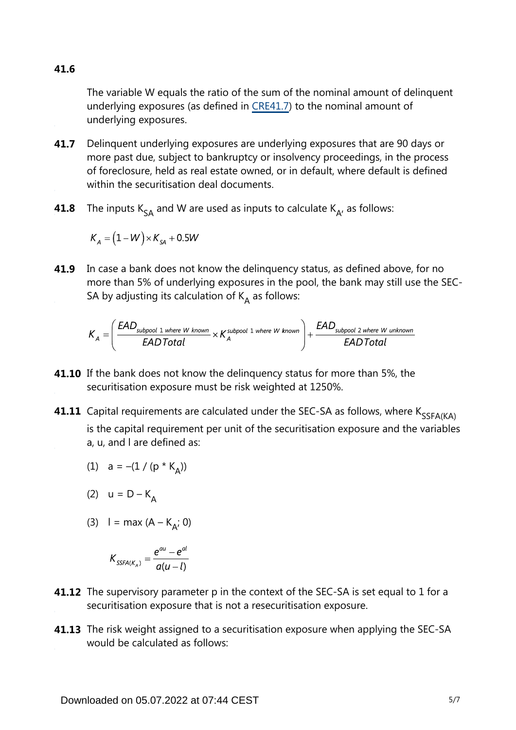**41.6** The variable W equals the ratio of the sum of the nominal amount of delinquent underlying exposures (as defined in [CRE41.7]) to the nominal amount of underlying exposures.

**41.7** Delinquent underlying exposures are underlying exposures that are 90 days or more past due, subject to bankruptcy or insolvency proceedings, in the process of foreclosure, held as real estate owned, or in default, where default is defined within the securitisation deal documents.

**41.8** The inputs $K_{SA}$ and W are used as inputs to calculate $K_{A'}$ as follows:

$$K_A = (1 - W) \times K_{SA} + 0.5W$$

**41.9** In case a bank does not know the delinquency status, as defined above, for no more than 5% of underlying exposures in the pool, the bank may still use the SEC-SA by adjusting its calculation of $K_A$ as follows:

$$K_A = \left( \frac{EAD_{subpool\ 1\ where\ W\ known}}{EAD\,Total} \times K_A^{subpool\ 1\ where\ W\ known} \right) + \frac{EAD_{subpool\ 2\ where\ W\ unknown}}{EAD\,Total}$$

**41.10** If the bank does not know the delinquency status for more than 5%, the securitisation exposure must be risk weighted at 1250%.

**41.11** Capital requirements are calculated under the SEC-SA as follows, where $K_{SSFA(KA)}$ is the capital requirement per unit of the securitisation exposure and the variables a, u, and l are defined as:

(1) $a = -(1 / (p * K_A))$

(2) $u = D - K_A$

(3) $l = \max(A - K_{A'}; 0)$

$$K_{SSFA(K_A)} = \frac{e^{au} - e^{al}}{a(u - l)}$$

**41.12** The supervisory parameter p in the context of the SEC-SA is set equal to 1 for a securitisation exposure that is not a resecuritisation exposure.

**41.13** The risk weight assigned to a securitisation exposure when applying the SEC-SA would be calculated as follows: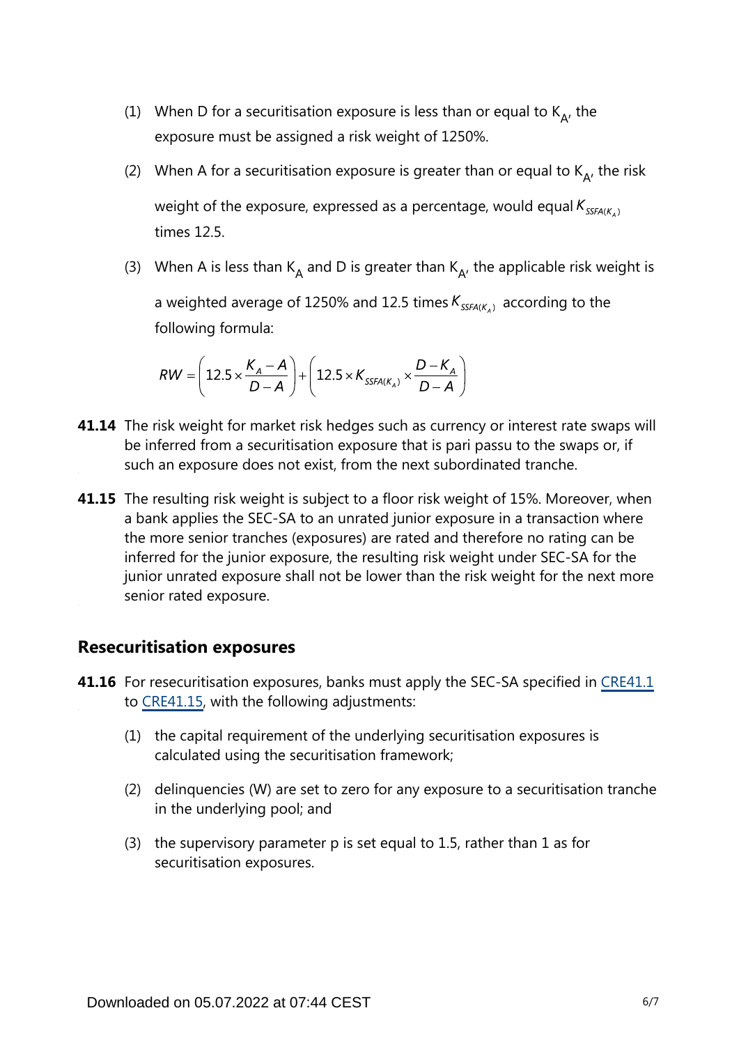(1) When D for a securitisation exposure is less than or equal to $K_A$, the exposure must be assigned a risk weight of 1250%.

(2) When A for a securitisation exposure is greater than or equal to $K_A$, the risk weight of the exposure, expressed as a percentage, would equal $K_{SSFA(K_A)}$ times 12.5.

(3) When A is less than $K_A$ and D is greater than $K_A$, the applicable risk weight is a weighted average of 1250% and 12.5 times $K_{SSFA(K_A)}$ according to the following formula:

$$RW = \left(12.5 \times \frac{K_A - A}{D - A}\right) + \left(12.5 \times K_{SSFA(K_A)} \times \frac{D - K_A}{D - A}\right)$$

**41.14** The risk weight for market risk hedges such as currency or interest rate swaps will be inferred from a securitisation exposure that is pari passu to the swaps or, if such an exposure does not exist, from the next subordinated tranche.

**41.15** The resulting risk weight is subject to a floor risk weight of 15%. Moreover, when a bank applies the SEC-SA to an unrated junior exposure in a transaction where the more senior tranches (exposures) are rated and therefore no rating can be inferred for the junior exposure, the resulting risk weight under SEC-SA for the junior unrated exposure shall not be lower than the risk weight for the next more senior rated exposure.

## Resecuritisation exposures

**41.16** For resecuritisation exposures, banks must apply the SEC-SA specified in CRE41.1 to CRE41.15, with the following adjustments:

(1) the capital requirement of the underlying securitisation exposures is calculated using the securitisation framework;

(2) delinquencies (W) are set to zero for any exposure to a securitisation tranche in the underlying pool; and

(3) the supervisory parameter p is set equal to 1.5, rather than 1 as for securitisation exposures.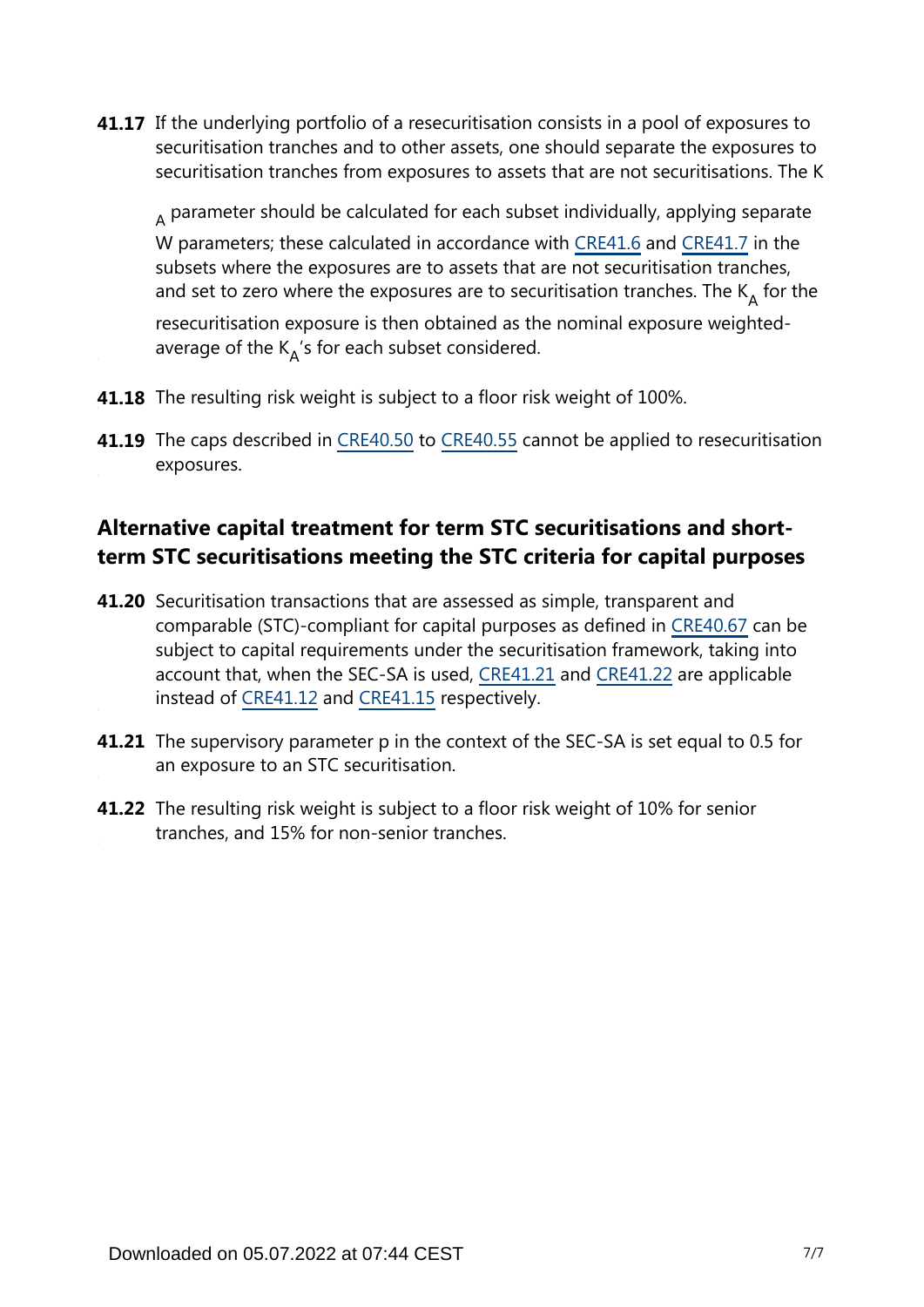**41.17** If the underlying portfolio of a resecuritisation consists in a pool of exposures to securitisation tranches and to other assets, one should separate the exposures to securitisation tranches from exposures to assets that are not securitisations. The $K_A$ parameter should be calculated for each subset individually, applying separate W parameters; these calculated in accordance with CRE41.6 and CRE41.7 in the subsets where the exposures are to assets that are not securitisation tranches, and set to zero where the exposures are to securitisation tranches. The $K_A$ for the resecuritisation exposure is then obtained as the nominal exposure weighted-average of the $K_A$'s for each subset considered.

**41.18** The resulting risk weight is subject to a floor risk weight of 100%.

**41.19** The caps described in CRE40.50 to CRE40.55 cannot be applied to resecuritisation exposures.

## Alternative capital treatment for term STC securitisations and short-term STC securitisations meeting the STC criteria for capital purposes

**41.20** Securitisation transactions that are assessed as simple, transparent and comparable (STC)-compliant for capital purposes as defined in CRE40.67 can be subject to capital requirements under the securitisation framework, taking into account that, when the SEC-SA is used, CRE41.21 and CRE41.22 are applicable instead of CRE41.12 and CRE41.15 respectively.

**41.21** The supervisory parameter p in the context of the SEC-SA is set equal to 0.5 for an exposure to an STC securitisation.

**41.22** The resulting risk weight is subject to a floor risk weight of 10% for senior tranches, and 15% for non-senior tranches.

Downloaded on 05.07.2022 at 07:44 CEST